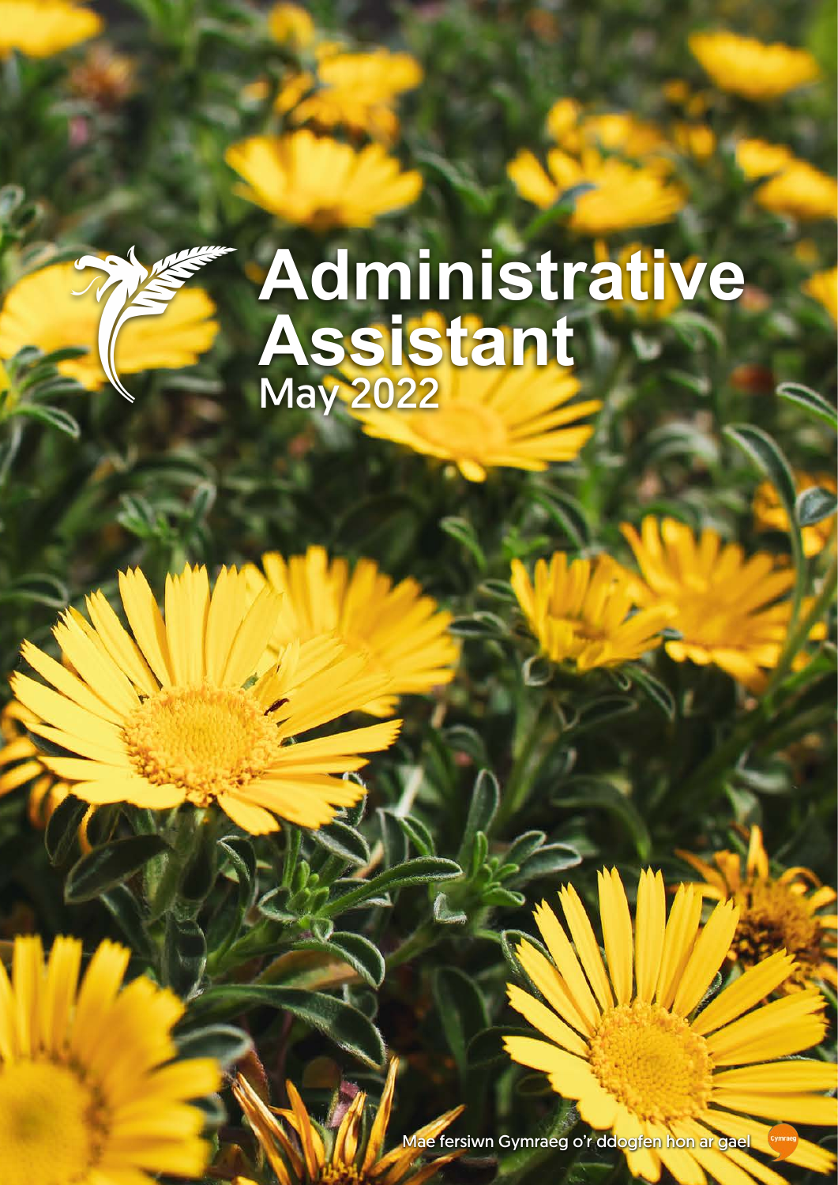# Administrative Assistant

May 2022

Mae fersiwn Gymraeg o'r ddogfen hon ar gael

Cymraeg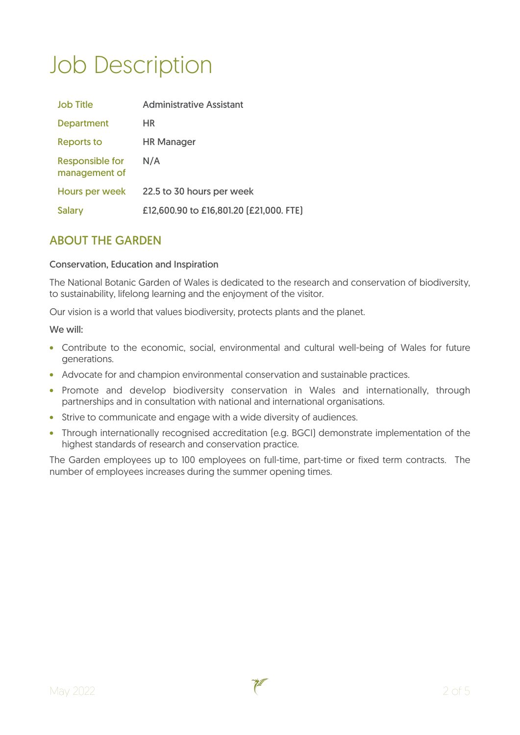# Job Description

| | |
|---|---|
| Job Title | Administrative Assistant |
| Department | HR |
| Reports to | HR Manager |
| Responsible for management of | N/A |
| Hours per week | 22.5 to 30 hours per week |
| Salary | £12,600.90 to £16,801.20 (£21,000. FTE) |

## ABOUT THE GARDEN

Conservation, Education and Inspiration

The National Botanic Garden of Wales is dedicated to the research and conservation of biodiversity, to sustainability, lifelong learning and the enjoyment of the visitor.

Our vision is a world that values biodiversity, protects plants and the planet.

We will:

- Contribute to the economic, social, environmental and cultural well-being of Wales for future generations.
- Advocate for and champion environmental conservation and sustainable practices.
- Promote and develop biodiversity conservation in Wales and internationally, through partnerships and in consultation with national and international organisations.
- Strive to communicate and engage with a wide diversity of audiences.
- Through internationally recognised accreditation (e.g. BGCI) demonstrate implementation of the highest standards of research and conservation practice.

The Garden employees up to 100 employees on full-time, part-time or fixed term contracts. The number of employees increases during the summer opening times.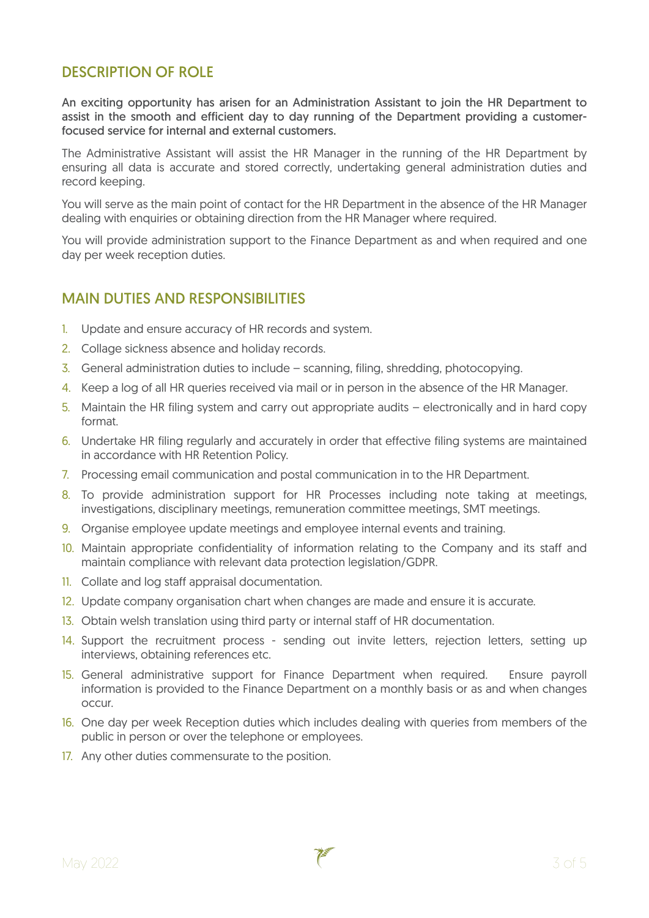## DESCRIPTION OF ROLE

**An exciting opportunity has arisen for an Administration Assistant to join the HR Department to assist in the smooth and efficient day to day running of the Department providing a customer-focused service for internal and external customers.**

The Administrative Assistant will assist the HR Manager in the running of the HR Department by ensuring all data is accurate and stored correctly, undertaking general administration duties and record keeping.

You will serve as the main point of contact for the HR Department in the absence of the HR Manager dealing with enquiries or obtaining direction from the HR Manager where required.

You will provide administration support to the Finance Department as and when required and one day per week reception duties.

## MAIN DUTIES AND RESPONSIBILITIES

1. Update and ensure accuracy of HR records and system.
2. Collage sickness absence and holiday records.
3. General administration duties to include – scanning, filing, shredding, photocopying.
4. Keep a log of all HR queries received via mail or in person in the absence of the HR Manager.
5. Maintain the HR filing system and carry out appropriate audits – electronically and in hard copy format.
6. Undertake HR filing regularly and accurately in order that effective filing systems are maintained in accordance with HR Retention Policy.
7. Processing email communication and postal communication in to the HR Department.
8. To provide administration support for HR Processes including note taking at meetings, investigations, disciplinary meetings, remuneration committee meetings, SMT meetings.
9. Organise employee update meetings and employee internal events and training.
10. Maintain appropriate confidentiality of information relating to the Company and its staff and maintain compliance with relevant data protection legislation/GDPR.
11. Collate and log staff appraisal documentation.
12. Update company organisation chart when changes are made and ensure it is accurate.
13. Obtain welsh translation using third party or internal staff of HR documentation.
14. Support the recruitment process - sending out invite letters, rejection letters, setting up interviews, obtaining references etc.
15. General administrative support for Finance Department when required. Ensure payroll information is provided to the Finance Department on a monthly basis or as and when changes occur.
16. One day per week Reception duties which includes dealing with queries from members of the public in person or over the telephone or employees.
17. Any other duties commensurate to the position.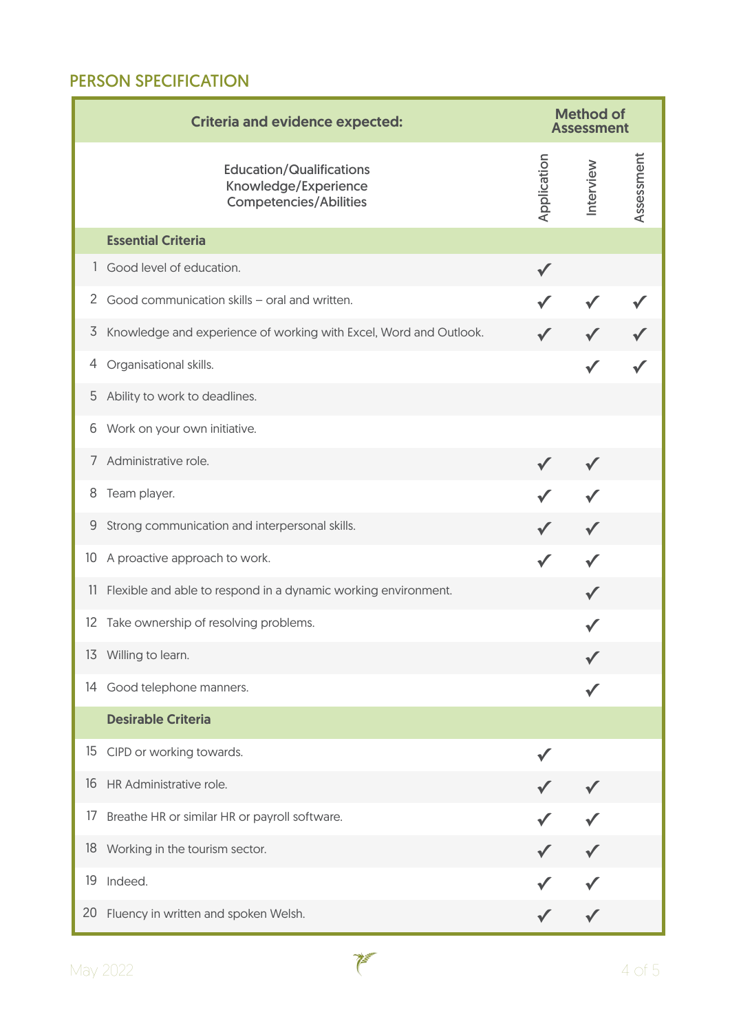## PERSON SPECIFICATION

| | Criteria and evidence expected: | Method of Assessment | | |
|---|---|---|---|---|
| | Education/Qualifications<br>Knowledge/Experience<br>Competencies/Abilities | Application | Interview | Assessment |
| | **Essential Criteria** | | | |
| 1 | Good level of education. | ✓ | | |
| 2 | Good communication skills – oral and written. | ✓ | ✓ | ✓ |
| 3 | Knowledge and experience of working with Excel, Word and Outlook. | ✓ | ✓ | ✓ |
| 4 | Organisational skills. | | ✓ | ✓ |
| 5 | Ability to work to deadlines. | | | |
| 6 | Work on your own initiative. | | | |
| 7 | Administrative role. | ✓ | ✓ | |
| 8 | Team player. | ✓ | ✓ | |
| 9 | Strong communication and interpersonal skills. | ✓ | ✓ | |
| 10 | A proactive approach to work. | ✓ | ✓ | |
| 11 | Flexible and able to respond in a dynamic working environment. | | ✓ | |
| 12 | Take ownership of resolving problems. | | ✓ | |
| 13 | Willing to learn. | | ✓ | |
| 14 | Good telephone manners. | | ✓ | |
| | **Desirable Criteria** | | | |
| 15 | CIPD or working towards. | ✓ | | |
| 16 | HR Administrative role. | ✓ | ✓ | |
| 17 | Breathe HR or similar HR or payroll software. | ✓ | ✓ | |
| 18 | Working in the tourism sector. | ✓ | ✓ | |
| 19 | Indeed. | ✓ | ✓ | |
| 20 | Fluency in written and spoken Welsh. | ✓ | ✓ | |

May 2022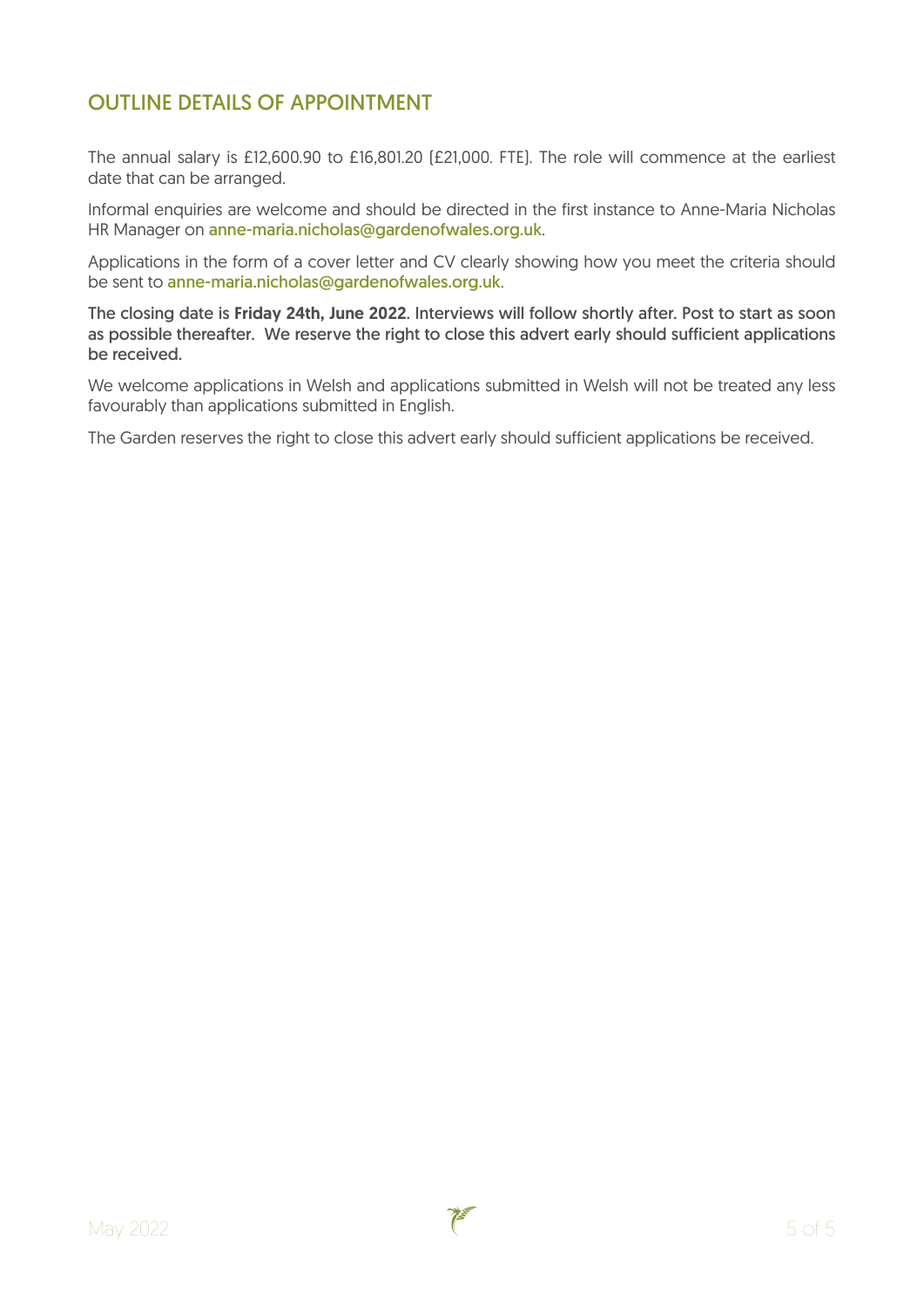## OUTLINE DETAILS OF APPOINTMENT

The annual salary is £12,600.90 to £16,801.20 (£21,000. FTE). The role will commence at the earliest date that can be arranged.

Informal enquiries are welcome and should be directed in the first instance to Anne-Maria Nicholas HR Manager on anne-maria.nicholas@gardenofwales.org.uk.

Applications in the form of a cover letter and CV clearly showing how you meet the criteria should be sent to anne-maria.nicholas@gardenofwales.org.uk.

**The closing date is Friday 24th, June 2022. Interviews will follow shortly after. Post to start as soon as possible thereafter. We reserve the right to close this advert early should sufficient applications be received.**

We welcome applications in Welsh and applications submitted in Welsh will not be treated any less favourably than applications submitted in English.

The Garden reserves the right to close this advert early should sufficient applications be received.